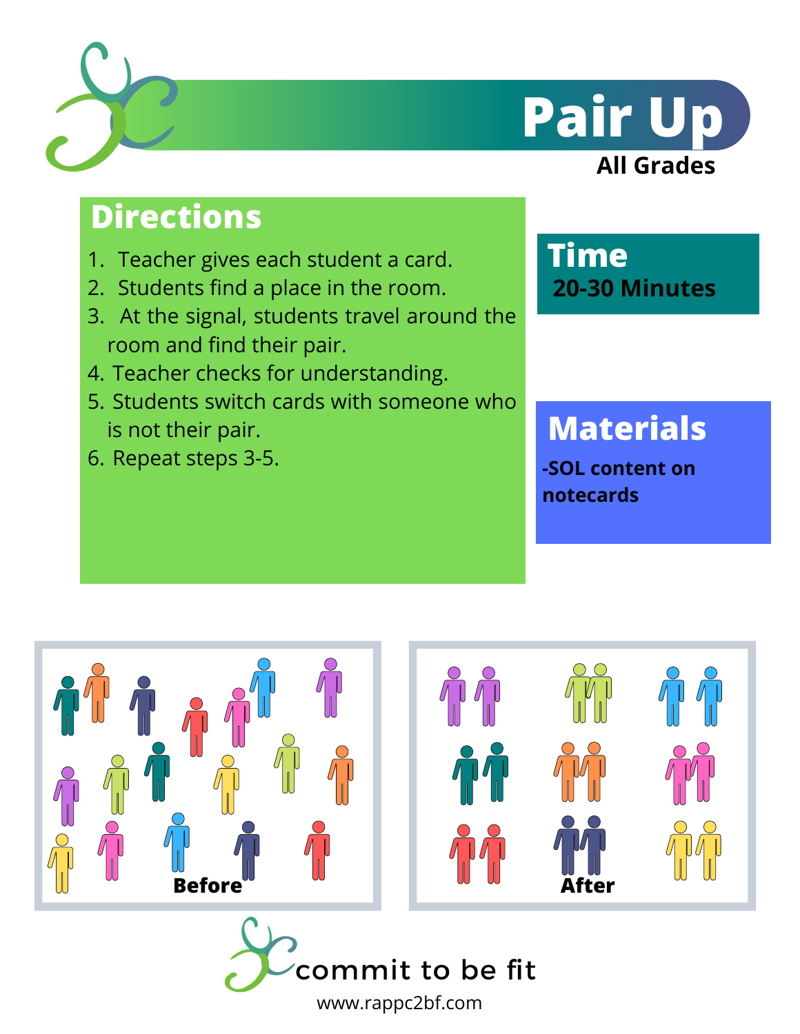# Pair Up

**All Grades**

## Directions

1. Teacher gives each student a card.
2. Students find a place in the room.
3. At the signal, students travel around the room and find their pair.
4. Teacher checks for understanding.
5. Students switch cards with someone who is not their pair.
6. Repeat steps 3-5.

## Time

**20-30 Minutes**

## Materials

**-SOL content on notecards**

**Before**

**After**

commit to be fit

www.rappc2bf.com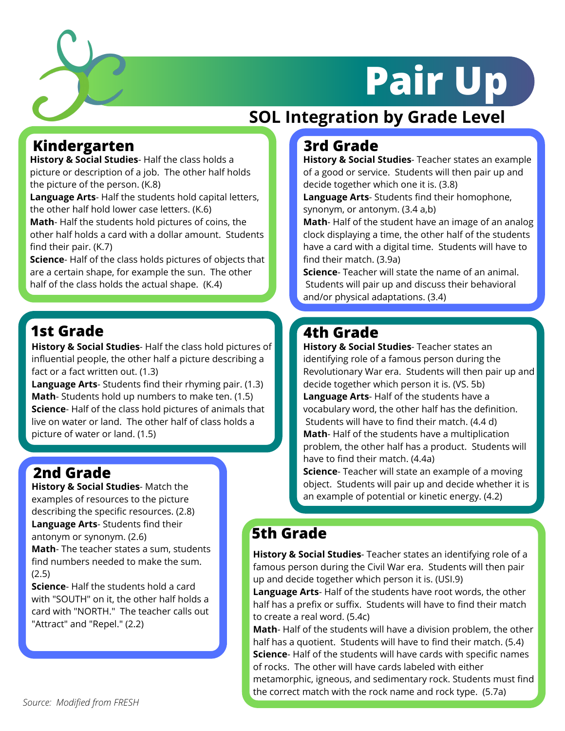# Pair Up

## SOL Integration by Grade Level

### Kindergarten

**History & Social Studies**- Half the class holds a picture or description of a job. The other half holds the picture of the person. (K.8)
**Language Arts**- Half the students hold capital letters, the other half hold lower case letters. (K.6)
**Math**- Half the students hold pictures of coins, the other half holds a card with a dollar amount. Students find their pair. (K.7)
**Science**- Half of the class holds pictures of objects that are a certain shape, for example the sun. The other half of the class holds the actual shape. (K.4)

### 1st Grade

**History & Social Studies**- Half the class hold pictures of influential people, the other half a picture describing a fact or a fact written out. (1.3)
**Language Arts**- Students find their rhyming pair. (1.3)
**Math**- Students hold up numbers to make ten. (1.5)
**Science**- Half of the class hold pictures of animals that live on water or land. The other half of class holds a picture of water or land. (1.5)

### 2nd Grade

**History & Social Studies**- Match the examples of resources to the picture describing the specific resources. (2.8)
**Language Arts**- Students find their antonym or synonym. (2.6)
**Math**- The teacher states a sum, students find numbers needed to make the sum. (2.5)
**Science**- Half the students hold a card with "SOUTH" on it, the other half holds a card with "NORTH." The teacher calls out "Attract" and "Repel." (2.2)

### 3rd Grade

**History & Social Studies**- Teacher states an example of a good or service. Students will then pair up and decide together which one it is. (3.8)
**Language Arts**- Students find their homophone, synonym, or antonym. (3.4 a,b)
**Math**- Half of the student have an image of an analog clock displaying a time, the other half of the students have a card with a digital time. Students will have to find their match. (3.9a)
**Science**- Teacher will state the name of an animal. Students will pair up and discuss their behavioral and/or physical adaptations. (3.4)

### 4th Grade

**History & Social Studies**- Teacher states an identifying role of a famous person during the Revolutionary War era. Students will then pair up and decide together which person it is. (VS. 5b)
**Language Arts**- Half of the students have a vocabulary word, the other half has the definition. Students will have to find their match. (4.4 d)
**Math**- Half of the students have a multiplication problem, the other half has a product. Students will have to find their match. (4.4a)
**Science**- Teacher will state an example of a moving object. Students will pair up and decide whether it is an example of potential or kinetic energy. (4.2)

### 5th Grade

**History & Social Studies**- Teacher states an identifying role of a famous person during the Civil War era. Students will then pair up and decide together which person it is. (USI.9)
**Language Arts**- Half of the students have root words, the other half has a prefix or suffix. Students will have to find their match to create a real word. (5.4c)
**Math**- Half of the students will have a division problem, the other half has a quotient. Students will have to find their match. (5.4)
**Science**- Half of the students will have cards with specific names of rocks. The other will have cards labeled with either metamorphic, igneous, and sedimentary rock. Students must find the correct match with the rock name and rock type. (5.7a)

*Source: Modified from FRESH*